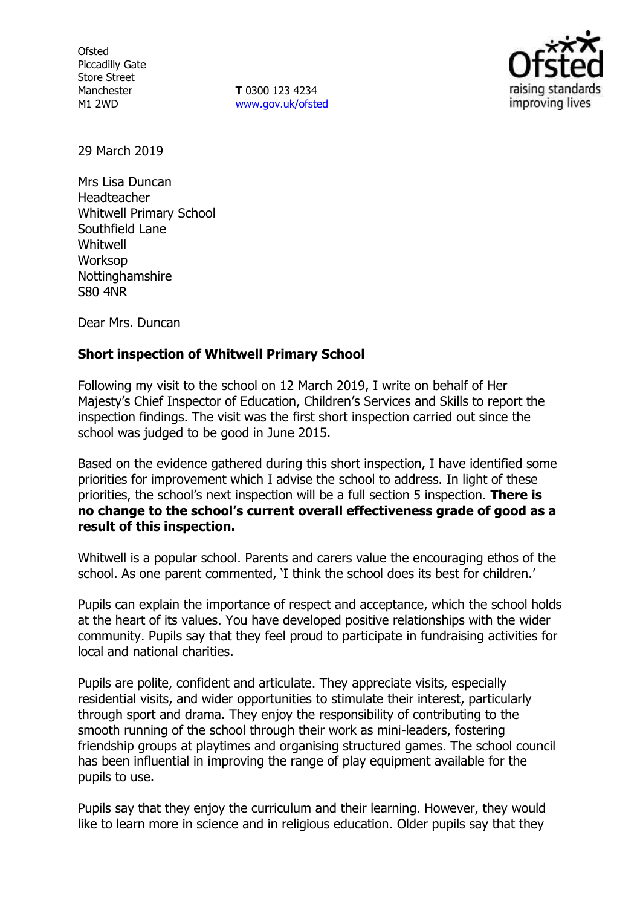Ofsted
Piccadilly Gate
Store Street
Manchester
M1 2WD

**T** 0300 123 4234
www.gov.uk/ofsted

29 March 2019

Mrs Lisa Duncan
Headteacher
Whitwell Primary School
Southfield Lane
Whitwell
Worksop
Nottinghamshire
S80 4NR

Dear Mrs. Duncan

**Short inspection of Whitwell Primary School**

Following my visit to the school on 12 March 2019, I write on behalf of Her Majesty's Chief Inspector of Education, Children's Services and Skills to report the inspection findings. The visit was the first short inspection carried out since the school was judged to be good in June 2015.

Based on the evidence gathered during this short inspection, I have identified some priorities for improvement which I advise the school to address. In light of these priorities, the school's next inspection will be a full section 5 inspection. **There is no change to the school's current overall effectiveness grade of good as a result of this inspection.**

Whitwell is a popular school. Parents and carers value the encouraging ethos of the school. As one parent commented, 'I think the school does its best for children.'

Pupils can explain the importance of respect and acceptance, which the school holds at the heart of its values. You have developed positive relationships with the wider community. Pupils say that they feel proud to participate in fundraising activities for local and national charities.

Pupils are polite, confident and articulate. They appreciate visits, especially residential visits, and wider opportunities to stimulate their interest, particularly through sport and drama. They enjoy the responsibility of contributing to the smooth running of the school through their work as mini-leaders, fostering friendship groups at playtimes and organising structured games. The school council has been influential in improving the range of play equipment available for the pupils to use.

Pupils say that they enjoy the curriculum and their learning. However, they would like to learn more in science and in religious education. Older pupils say that they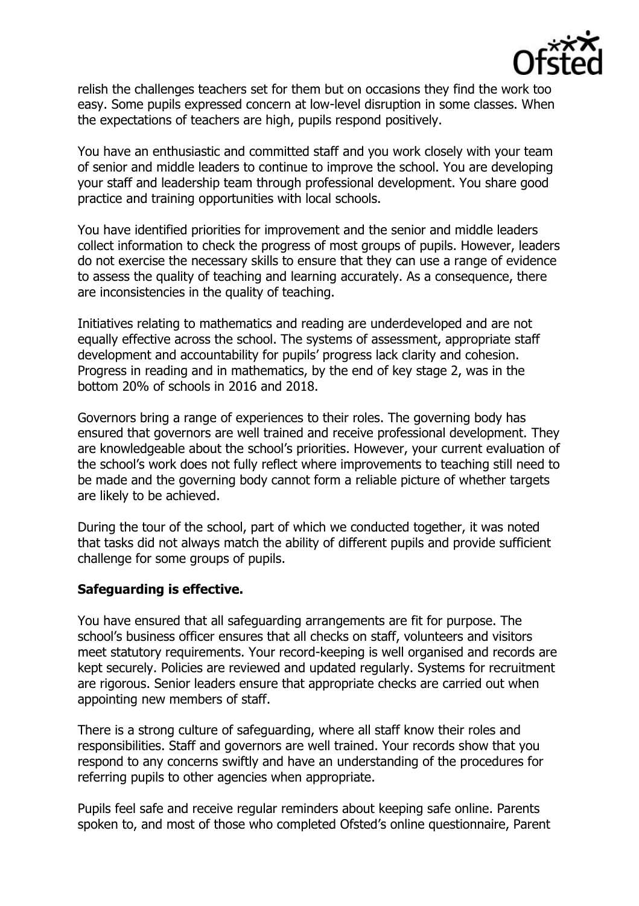relish the challenges teachers set for them but on occasions they find the work too easy. Some pupils expressed concern at low-level disruption in some classes. When the expectations of teachers are high, pupils respond positively.

You have an enthusiastic and committed staff and you work closely with your team of senior and middle leaders to continue to improve the school. You are developing your staff and leadership team through professional development. You share good practice and training opportunities with local schools.

You have identified priorities for improvement and the senior and middle leaders collect information to check the progress of most groups of pupils. However, leaders do not exercise the necessary skills to ensure that they can use a range of evidence to assess the quality of teaching and learning accurately. As a consequence, there are inconsistencies in the quality of teaching.

Initiatives relating to mathematics and reading are underdeveloped and are not equally effective across the school. The systems of assessment, appropriate staff development and accountability for pupils' progress lack clarity and cohesion. Progress in reading and in mathematics, by the end of key stage 2, was in the bottom 20% of schools in 2016 and 2018.

Governors bring a range of experiences to their roles. The governing body has ensured that governors are well trained and receive professional development. They are knowledgeable about the school's priorities. However, your current evaluation of the school's work does not fully reflect where improvements to teaching still need to be made and the governing body cannot form a reliable picture of whether targets are likely to be achieved.

During the tour of the school, part of which we conducted together, it was noted that tasks did not always match the ability of different pupils and provide sufficient challenge for some groups of pupils.

**Safeguarding is effective.**

You have ensured that all safeguarding arrangements are fit for purpose. The school's business officer ensures that all checks on staff, volunteers and visitors meet statutory requirements. Your record-keeping is well organised and records are kept securely. Policies are reviewed and updated regularly. Systems for recruitment are rigorous. Senior leaders ensure that appropriate checks are carried out when appointing new members of staff.

There is a strong culture of safeguarding, where all staff know their roles and responsibilities. Staff and governors are well trained. Your records show that you respond to any concerns swiftly and have an understanding of the procedures for referring pupils to other agencies when appropriate.

Pupils feel safe and receive regular reminders about keeping safe online. Parents spoken to, and most of those who completed Ofsted's online questionnaire, Parent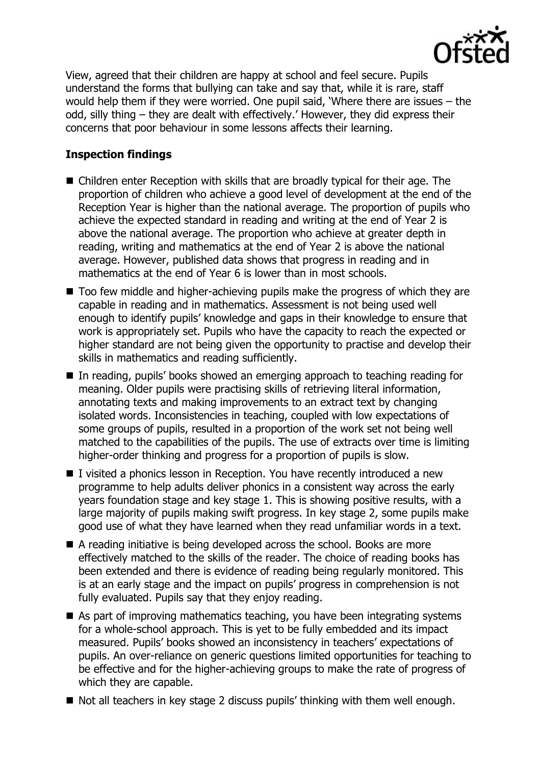View, agreed that their children are happy at school and feel secure. Pupils understand the forms that bullying can take and say that, while it is rare, staff would help them if they were worried. One pupil said, 'Where there are issues – the odd, silly thing – they are dealt with effectively.' However, they did express their concerns that poor behaviour in some lessons affects their learning.

**Inspection findings**

- Children enter Reception with skills that are broadly typical for their age. The proportion of children who achieve a good level of development at the end of the Reception Year is higher than the national average. The proportion of pupils who achieve the expected standard in reading and writing at the end of Year 2 is above the national average. The proportion who achieve at greater depth in reading, writing and mathematics at the end of Year 2 is above the national average. However, published data shows that progress in reading and in mathematics at the end of Year 6 is lower than in most schools.
- Too few middle and higher-achieving pupils make the progress of which they are capable in reading and in mathematics. Assessment is not being used well enough to identify pupils' knowledge and gaps in their knowledge to ensure that work is appropriately set. Pupils who have the capacity to reach the expected or higher standard are not being given the opportunity to practise and develop their skills in mathematics and reading sufficiently.
- In reading, pupils' books showed an emerging approach to teaching reading for meaning. Older pupils were practising skills of retrieving literal information, annotating texts and making improvements to an extract text by changing isolated words. Inconsistencies in teaching, coupled with low expectations of some groups of pupils, resulted in a proportion of the work set not being well matched to the capabilities of the pupils. The use of extracts over time is limiting higher-order thinking and progress for a proportion of pupils is slow.
- I visited a phonics lesson in Reception. You have recently introduced a new programme to help adults deliver phonics in a consistent way across the early years foundation stage and key stage 1. This is showing positive results, with a large majority of pupils making swift progress. In key stage 2, some pupils make good use of what they have learned when they read unfamiliar words in a text.
- A reading initiative is being developed across the school. Books are more effectively matched to the skills of the reader. The choice of reading books has been extended and there is evidence of reading being regularly monitored. This is at an early stage and the impact on pupils' progress in comprehension is not fully evaluated. Pupils say that they enjoy reading.
- As part of improving mathematics teaching, you have been integrating systems for a whole-school approach. This is yet to be fully embedded and its impact measured. Pupils' books showed an inconsistency in teachers' expectations of pupils. An over-reliance on generic questions limited opportunities for teaching to be effective and for the higher-achieving groups to make the rate of progress of which they are capable.
- Not all teachers in key stage 2 discuss pupils' thinking with them well enough.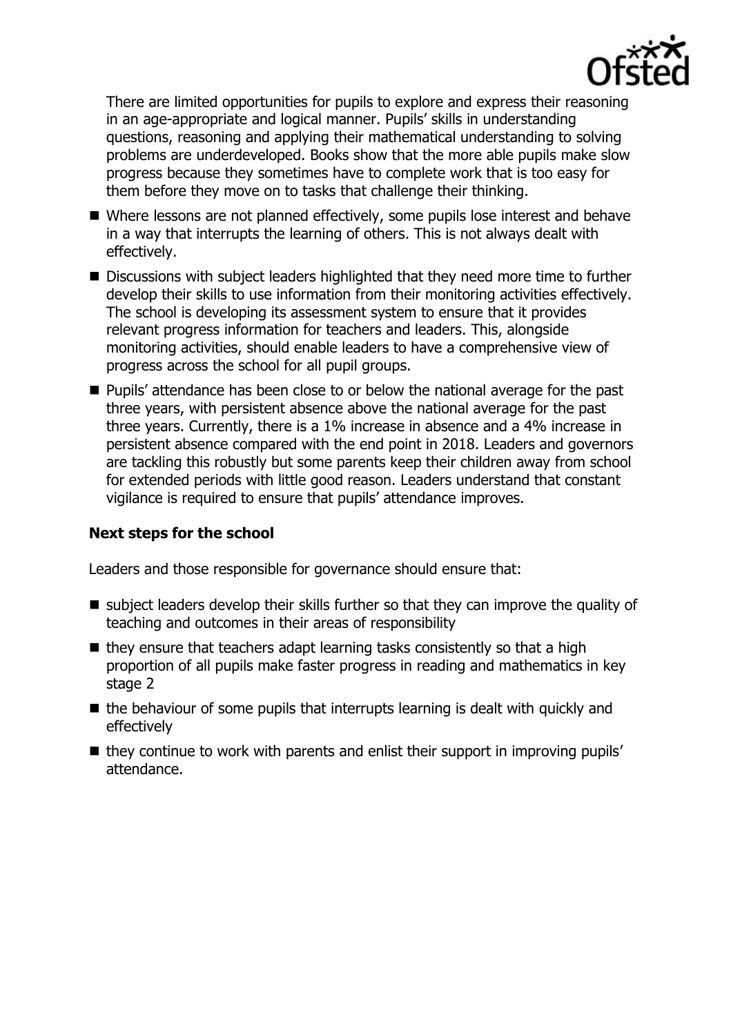There are limited opportunities for pupils to explore and express their reasoning in an age-appropriate and logical manner. Pupils' skills in understanding questions, reasoning and applying their mathematical understanding to solving problems are underdeveloped. Books show that the more able pupils make slow progress because they sometimes have to complete work that is too easy for them before they move on to tasks that challenge their thinking.

- Where lessons are not planned effectively, some pupils lose interest and behave in a way that interrupts the learning of others. This is not always dealt with effectively.
- Discussions with subject leaders highlighted that they need more time to further develop their skills to use information from their monitoring activities effectively. The school is developing its assessment system to ensure that it provides relevant progress information for teachers and leaders. This, alongside monitoring activities, should enable leaders to have a comprehensive view of progress across the school for all pupil groups.
- Pupils' attendance has been close to or below the national average for the past three years, with persistent absence above the national average for the past three years. Currently, there is a 1% increase in absence and a 4% increase in persistent absence compared with the end point in 2018. Leaders and governors are tackling this robustly but some parents keep their children away from school for extended periods with little good reason. Leaders understand that constant vigilance is required to ensure that pupils' attendance improves.

### Next steps for the school

Leaders and those responsible for governance should ensure that:

- subject leaders develop their skills further so that they can improve the quality of teaching and outcomes in their areas of responsibility
- they ensure that teachers adapt learning tasks consistently so that a high proportion of all pupils make faster progress in reading and mathematics in key stage 2
- the behaviour of some pupils that interrupts learning is dealt with quickly and effectively
- they continue to work with parents and enlist their support in improving pupils' attendance.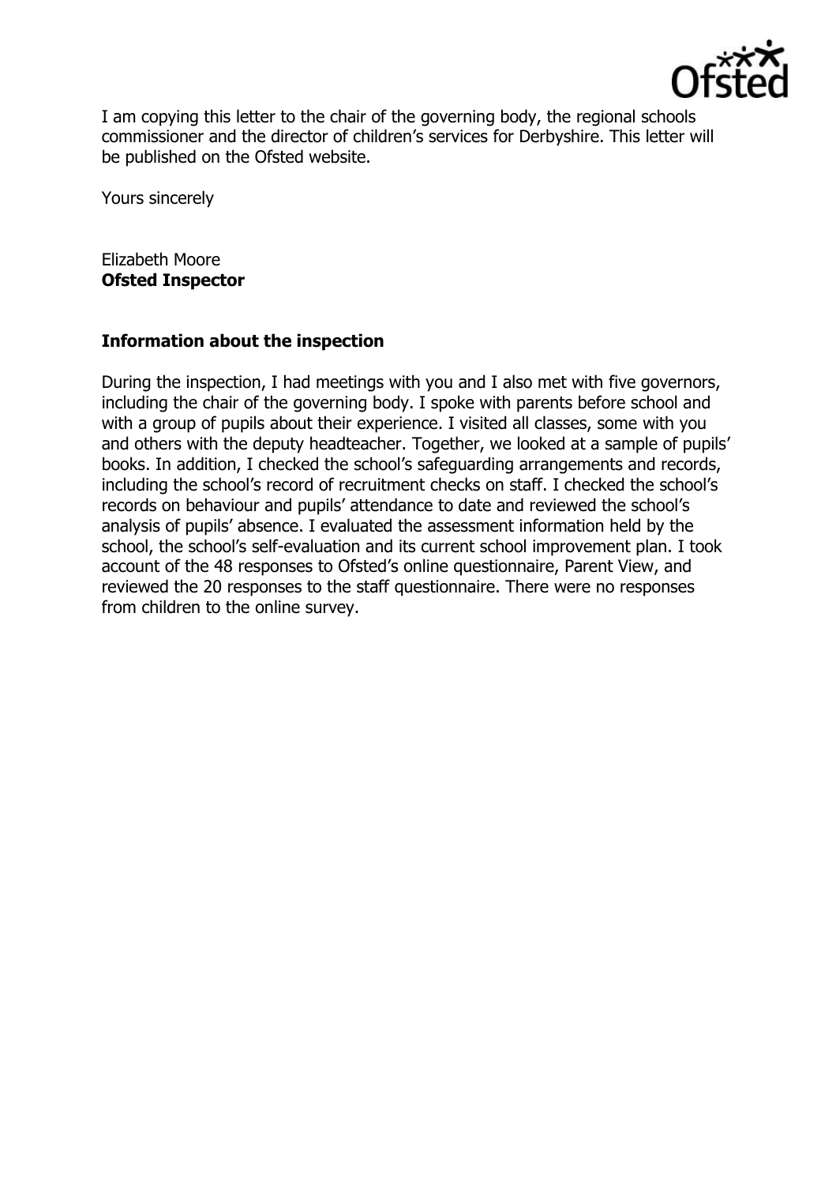I am copying this letter to the chair of the governing body, the regional schools commissioner and the director of children's services for Derbyshire. This letter will be published on the Ofsted website.

Yours sincerely

Elizabeth Moore
**Ofsted Inspector**

## Information about the inspection

During the inspection, I had meetings with you and I also met with five governors, including the chair of the governing body. I spoke with parents before school and with a group of pupils about their experience. I visited all classes, some with you and others with the deputy headteacher. Together, we looked at a sample of pupils' books. In addition, I checked the school's safeguarding arrangements and records, including the school's record of recruitment checks on staff. I checked the school's records on behaviour and pupils' attendance to date and reviewed the school's analysis of pupils' absence. I evaluated the assessment information held by the school, the school's self-evaluation and its current school improvement plan. I took account of the 48 responses to Ofsted's online questionnaire, Parent View, and reviewed the 20 responses to the staff questionnaire. There were no responses from children to the online survey.